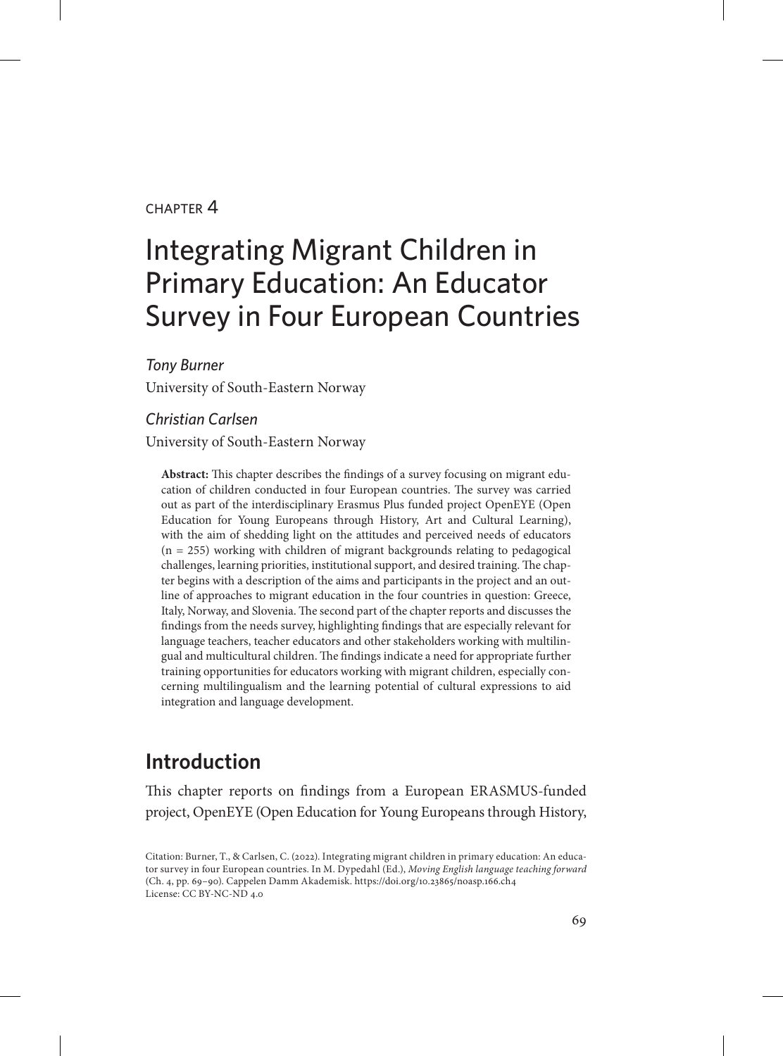CHAPTER 4

# Integrating Migrant Children in Primary Education: An Educator Survey in Four European Countries

*Tony Burner*

University of South-Eastern Norway

*Christian Carlsen*

University of South-Eastern Norway

**Abstract:** This chapter describes the findings of a survey focusing on migrant education of children conducted in four European countries. The survey was carried out as part of the interdisciplinary Erasmus Plus funded project OpenEYE (Open Education for Young Europeans through History, Art and Cultural Learning), with the aim of shedding light on the attitudes and perceived needs of educators (n = 255) working with children of migrant backgrounds relating to pedagogical challenges, learning priorities, institutional support, and desired training. The chapter begins with a description of the aims and participants in the project and an outline of approaches to migrant education in the four countries in question: Greece, Italy, Norway, and Slovenia. The second part of the chapter reports and discusses the findings from the needs survey, highlighting findings that are especially relevant for language teachers, teacher educators and other stakeholders working with multilingual and multicultural children. The findings indicate a need for appropriate further training opportunities for educators working with migrant children, especially concerning multilingualism and the learning potential of cultural expressions to aid integration and language development.

## Introduction

This chapter reports on findings from a European ERASMUS-funded project, OpenEYE (Open Education for Young Europeans through History,

Citation: Burner, T., & Carlsen, C. (2022). Integrating migrant children in primary education: An educator survey in four European countries. In M. Dypedahl (Ed.), *Moving English language teaching forward* (Ch. 4, pp. 69–90). Cappelen Damm Akademisk. https://doi.org/10.23865/noasp.166.ch4
License: CC BY-NC-ND 4.0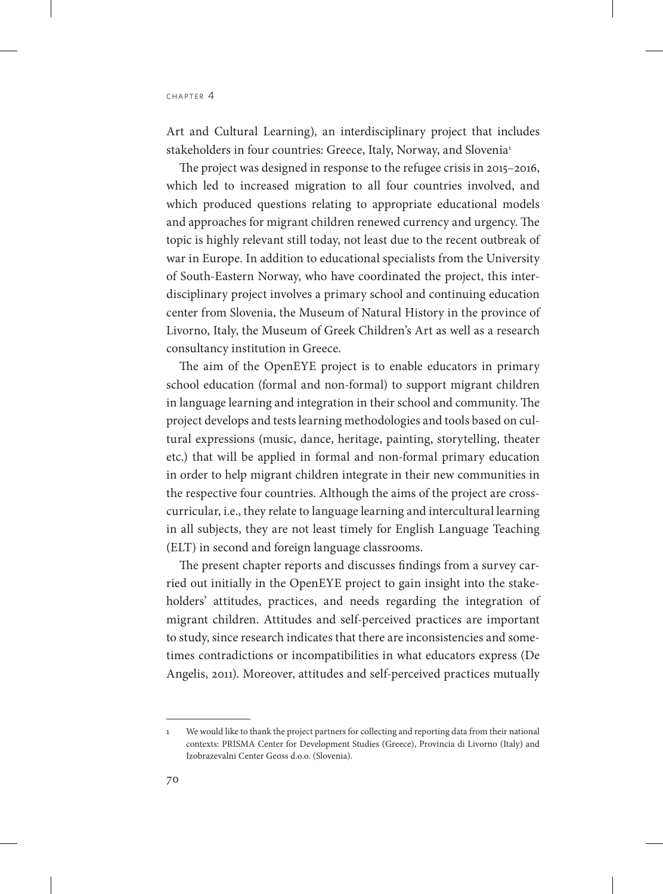Art and Cultural Learning), an interdisciplinary project that includes stakeholders in four countries: Greece, Italy, Norway, and Slovenia[1]

The project was designed in response to the refugee crisis in 2015–2016, which led to increased migration to all four countries involved, and which produced questions relating to appropriate educational models and approaches for migrant children renewed currency and urgency. The topic is highly relevant still today, not least due to the recent outbreak of war in Europe. In addition to educational specialists from the University of South-Eastern Norway, who have coordinated the project, this interdisciplinary project involves a primary school and continuing education center from Slovenia, the Museum of Natural History in the province of Livorno, Italy, the Museum of Greek Children's Art as well as a research consultancy institution in Greece.

The aim of the OpenEYE project is to enable educators in primary school education (formal and non-formal) to support migrant children in language learning and integration in their school and community. The project develops and tests learning methodologies and tools based on cultural expressions (music, dance, heritage, painting, storytelling, theater etc.) that will be applied in formal and non-formal primary education in order to help migrant children integrate in their new communities in the respective four countries. Although the aims of the project are cross-curricular, i.e., they relate to language learning and intercultural learning in all subjects, they are not least timely for English Language Teaching (ELT) in second and foreign language classrooms.

The present chapter reports and discusses findings from a survey carried out initially in the OpenEYE project to gain insight into the stakeholders' attitudes, practices, and needs regarding the integration of migrant children. Attitudes and self-perceived practices are important to study, since research indicates that there are inconsistencies and sometimes contradictions or incompatibilities in what educators express (De Angelis, 2011). Moreover, attitudes and self-perceived practices mutually

---

1 We would like to thank the project partners for collecting and reporting data from their national contexts: PRISMA Center for Development Studies (Greece), Provincia di Livorno (Italy) and Izobrazevalni Center Geoss d.o.o. (Slovenia).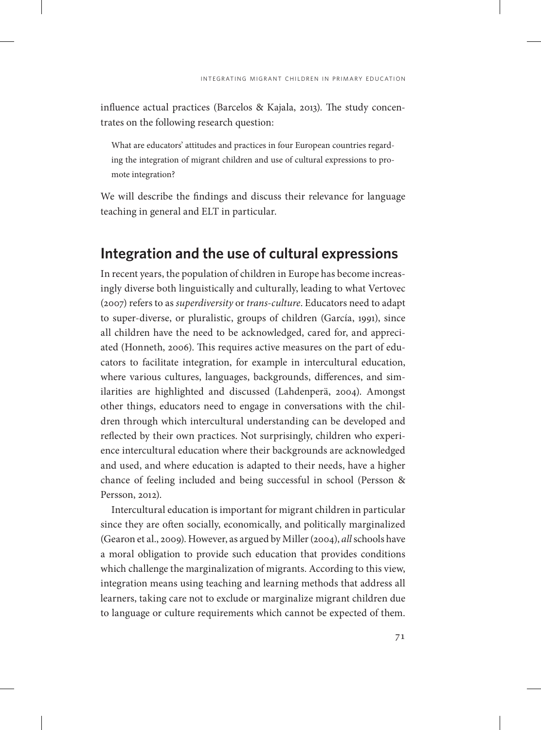influence actual practices (Barcelos & Kajala, 2013). The study concentrates on the following research question:

> What are educators' attitudes and practices in four European countries regarding the integration of migrant children and use of cultural expressions to promote integration?

We will describe the findings and discuss their relevance for language teaching in general and ELT in particular.

## Integration and the use of cultural expressions

In recent years, the population of children in Europe has become increasingly diverse both linguistically and culturally, leading to what Vertovec (2007) refers to as *superdiversity* or *trans-culture*. Educators need to adapt to super-diverse, or pluralistic, groups of children (García, 1991), since all children have the need to be acknowledged, cared for, and appreciated (Honneth, 2006). This requires active measures on the part of educators to facilitate integration, for example in intercultural education, where various cultures, languages, backgrounds, differences, and similarities are highlighted and discussed (Lahdenperä, 2004). Amongst other things, educators need to engage in conversations with the children through which intercultural understanding can be developed and reflected by their own practices. Not surprisingly, children who experience intercultural education where their backgrounds are acknowledged and used, and where education is adapted to their needs, have a higher chance of feeling included and being successful in school (Persson & Persson, 2012).

Intercultural education is important for migrant children in particular since they are often socially, economically, and politically marginalized (Gearon et al., 2009). However, as argued by Miller (2004), *all* schools have a moral obligation to provide such education that provides conditions which challenge the marginalization of migrants. According to this view, integration means using teaching and learning methods that address all learners, taking care not to exclude or marginalize migrant children due to language or culture requirements which cannot be expected of them.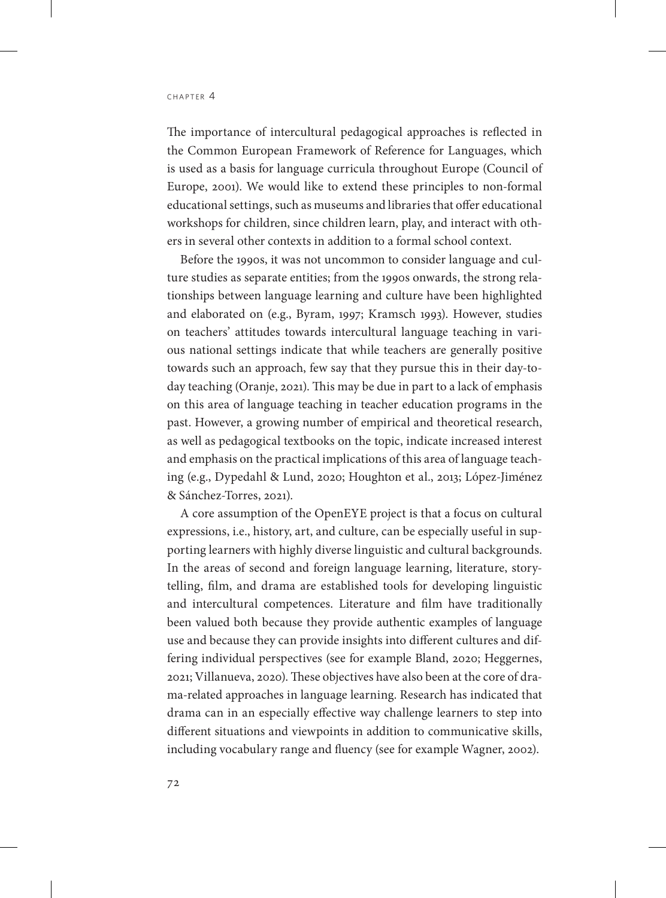The importance of intercultural pedagogical approaches is reflected in the Common European Framework of Reference for Languages, which is used as a basis for language curricula throughout Europe (Council of Europe, 2001). We would like to extend these principles to non-formal educational settings, such as museums and libraries that offer educational workshops for children, since children learn, play, and interact with others in several other contexts in addition to a formal school context.

Before the 1990s, it was not uncommon to consider language and culture studies as separate entities; from the 1990s onwards, the strong relationships between language learning and culture have been highlighted and elaborated on (e.g., Byram, 1997; Kramsch 1993). However, studies on teachers' attitudes towards intercultural language teaching in various national settings indicate that while teachers are generally positive towards such an approach, few say that they pursue this in their day-to-day teaching (Oranje, 2021). This may be due in part to a lack of emphasis on this area of language teaching in teacher education programs in the past. However, a growing number of empirical and theoretical research, as well as pedagogical textbooks on the topic, indicate increased interest and emphasis on the practical implications of this area of language teaching (e.g., Dypedahl & Lund, 2020; Houghton et al., 2013; López-Jiménez & Sánchez-Torres, 2021).

A core assumption of the OpenEYE project is that a focus on cultural expressions, i.e., history, art, and culture, can be especially useful in supporting learners with highly diverse linguistic and cultural backgrounds. In the areas of second and foreign language learning, literature, storytelling, film, and drama are established tools for developing linguistic and intercultural competences. Literature and film have traditionally been valued both because they provide authentic examples of language use and because they can provide insights into different cultures and differing individual perspectives (see for example Bland, 2020; Heggernes, 2021; Villanueva, 2020). These objectives have also been at the core of drama-related approaches in language learning. Research has indicated that drama can in an especially effective way challenge learners to step into different situations and viewpoints in addition to communicative skills, including vocabulary range and fluency (see for example Wagner, 2002).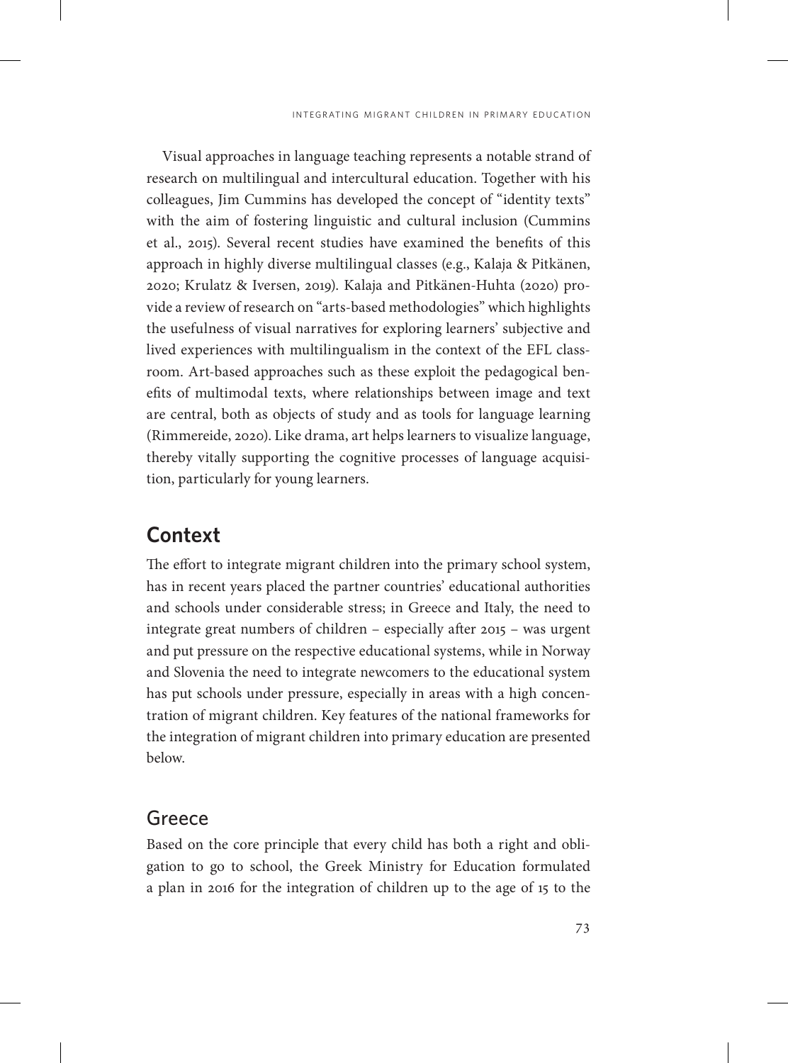Visual approaches in language teaching represents a notable strand of research on multilingual and intercultural education. Together with his colleagues, Jim Cummins has developed the concept of "identity texts" with the aim of fostering linguistic and cultural inclusion (Cummins et al., 2015). Several recent studies have examined the benefits of this approach in highly diverse multilingual classes (e.g., Kalaja & Pitkänen, 2020; Krulatz & Iversen, 2019). Kalaja and Pitkänen-Huhta (2020) provide a review of research on "arts-based methodologies" which highlights the usefulness of visual narratives for exploring learners' subjective and lived experiences with multilingualism in the context of the EFL classroom. Art-based approaches such as these exploit the pedagogical benefits of multimodal texts, where relationships between image and text are central, both as objects of study and as tools for language learning (Rimmereide, 2020). Like drama, art helps learners to visualize language, thereby vitally supporting the cognitive processes of language acquisition, particularly for young learners.

## Context

The effort to integrate migrant children into the primary school system, has in recent years placed the partner countries' educational authorities and schools under considerable stress; in Greece and Italy, the need to integrate great numbers of children – especially after 2015 – was urgent and put pressure on the respective educational systems, while in Norway and Slovenia the need to integrate newcomers to the educational system has put schools under pressure, especially in areas with a high concentration of migrant children. Key features of the national frameworks for the integration of migrant children into primary education are presented below.

### Greece

Based on the core principle that every child has both a right and obligation to go to school, the Greek Ministry for Education formulated a plan in 2016 for the integration of children up to the age of 15 to the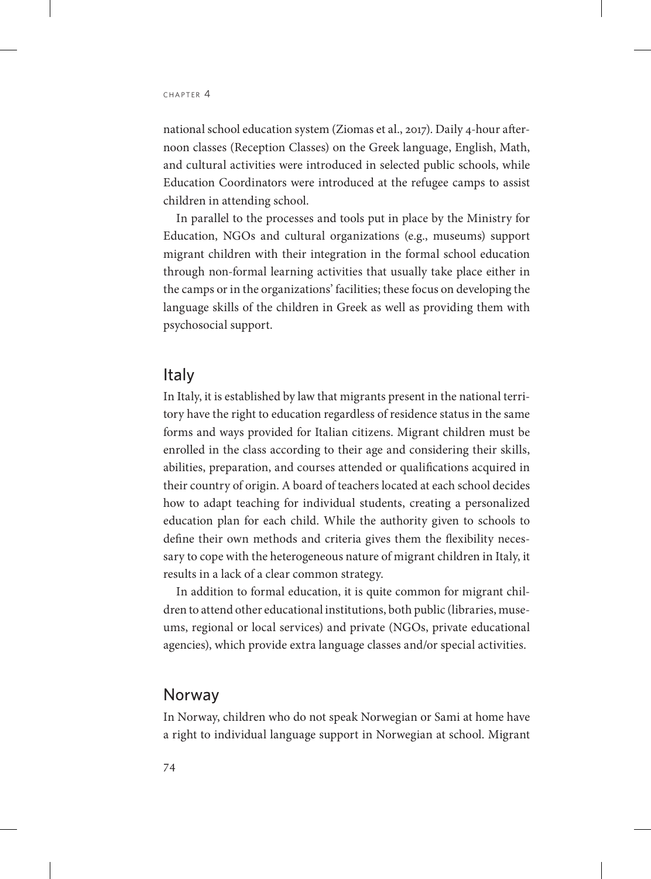national school education system (Ziomas et al., 2017). Daily 4-hour afternoon classes (Reception Classes) on the Greek language, English, Math, and cultural activities were introduced in selected public schools, while Education Coordinators were introduced at the refugee camps to assist children in attending school.

In parallel to the processes and tools put in place by the Ministry for Education, NGOs and cultural organizations (e.g., museums) support migrant children with their integration in the formal school education through non-formal learning activities that usually take place either in the camps or in the organizations' facilities; these focus on developing the language skills of the children in Greek as well as providing them with psychosocial support.

## Italy

In Italy, it is established by law that migrants present in the national territory have the right to education regardless of residence status in the same forms and ways provided for Italian citizens. Migrant children must be enrolled in the class according to their age and considering their skills, abilities, preparation, and courses attended or qualifications acquired in their country of origin. A board of teachers located at each school decides how to adapt teaching for individual students, creating a personalized education plan for each child. While the authority given to schools to define their own methods and criteria gives them the flexibility necessary to cope with the heterogeneous nature of migrant children in Italy, it results in a lack of a clear common strategy.

In addition to formal education, it is quite common for migrant children to attend other educational institutions, both public (libraries, museums, regional or local services) and private (NGOs, private educational agencies), which provide extra language classes and/or special activities.

## Norway

In Norway, children who do not speak Norwegian or Sami at home have a right to individual language support in Norwegian at school. Migrant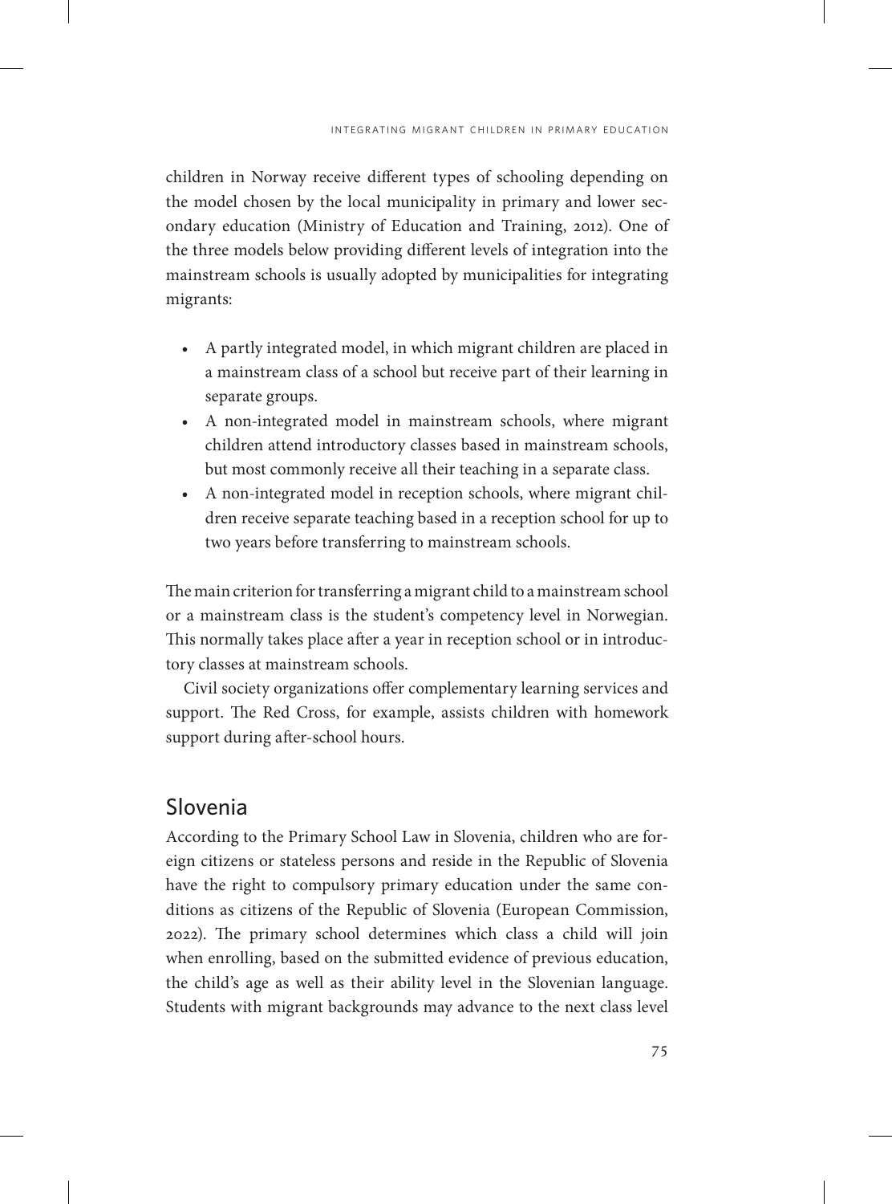children in Norway receive different types of schooling depending on the model chosen by the local municipality in primary and lower secondary education (Ministry of Education and Training, 2012). One of the three models below providing different levels of integration into the mainstream schools is usually adopted by municipalities for integrating migrants:

- A partly integrated model, in which migrant children are placed in a mainstream class of a school but receive part of their learning in separate groups.
- A non-integrated model in mainstream schools, where migrant children attend introductory classes based in mainstream schools, but most commonly receive all their teaching in a separate class.
- A non-integrated model in reception schools, where migrant children receive separate teaching based in a reception school for up to two years before transferring to mainstream schools.

The main criterion for transferring a migrant child to a mainstream school or a mainstream class is the student's competency level in Norwegian. This normally takes place after a year in reception school or in introductory classes at mainstream schools.

Civil society organizations offer complementary learning services and support. The Red Cross, for example, assists children with homework support during after-school hours.

## Slovenia

According to the Primary School Law in Slovenia, children who are foreign citizens or stateless persons and reside in the Republic of Slovenia have the right to compulsory primary education under the same conditions as citizens of the Republic of Slovenia (European Commission, 2022). The primary school determines which class a child will join when enrolling, based on the submitted evidence of previous education, the child's age as well as their ability level in the Slovenian language. Students with migrant backgrounds may advance to the next class level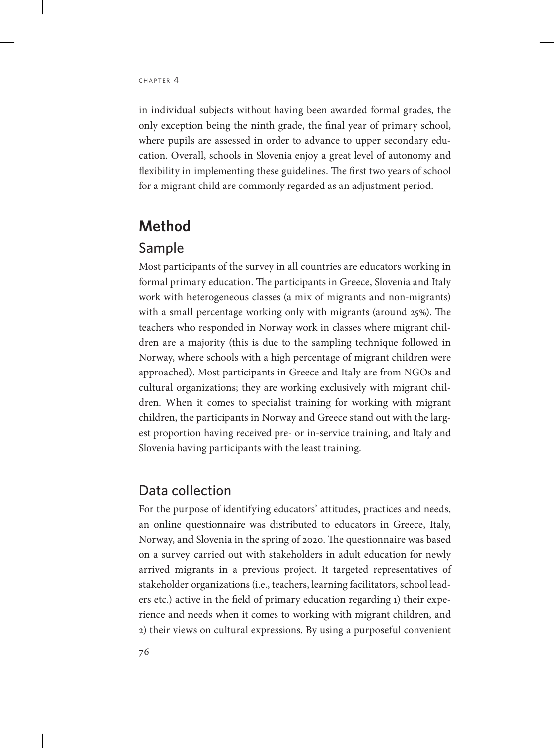in individual subjects without having been awarded formal grades, the only exception being the ninth grade, the final year of primary school, where pupils are assessed in order to advance to upper secondary education. Overall, schools in Slovenia enjoy a great level of autonomy and flexibility in implementing these guidelines. The first two years of school for a migrant child are commonly regarded as an adjustment period.

## Method

### Sample

Most participants of the survey in all countries are educators working in formal primary education. The participants in Greece, Slovenia and Italy work with heterogeneous classes (a mix of migrants and non-migrants) with a small percentage working only with migrants (around 25%). The teachers who responded in Norway work in classes where migrant children are a majority (this is due to the sampling technique followed in Norway, where schools with a high percentage of migrant children were approached). Most participants in Greece and Italy are from NGOs and cultural organizations; they are working exclusively with migrant children. When it comes to specialist training for working with migrant children, the participants in Norway and Greece stand out with the largest proportion having received pre- or in-service training, and Italy and Slovenia having participants with the least training.

### Data collection

For the purpose of identifying educators' attitudes, practices and needs, an online questionnaire was distributed to educators in Greece, Italy, Norway, and Slovenia in the spring of 2020. The questionnaire was based on a survey carried out with stakeholders in adult education for newly arrived migrants in a previous project. It targeted representatives of stakeholder organizations (i.e., teachers, learning facilitators, school leaders etc.) active in the field of primary education regarding 1) their experience and needs when it comes to working with migrant children, and 2) their views on cultural expressions. By using a purposeful convenient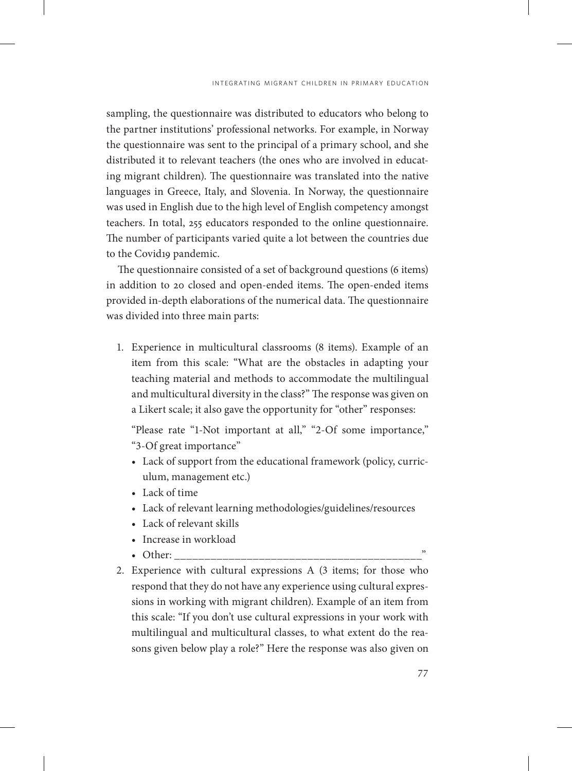sampling, the questionnaire was distributed to educators who belong to the partner institutions' professional networks. For example, in Norway the questionnaire was sent to the principal of a primary school, and she distributed it to relevant teachers (the ones who are involved in educating migrant children). The questionnaire was translated into the native languages in Greece, Italy, and Slovenia. In Norway, the questionnaire was used in English due to the high level of English competency amongst teachers. In total, 255 educators responded to the online questionnaire. The number of participants varied quite a lot between the countries due to the Covid19 pandemic.

The questionnaire consisted of a set of background questions (6 items) in addition to 20 closed and open-ended items. The open-ended items provided in-depth elaborations of the numerical data. The questionnaire was divided into three main parts:

1. Experience in multicultural classrooms (8 items). Example of an item from this scale: "What are the obstacles in adapting your teaching material and methods to accommodate the multilingual and multicultural diversity in the class?" The response was given on a Likert scale; it also gave the opportunity for "other" responses:

   "Please rate "1-Not important at all," "2-Of some importance," "3-Of great importance"

   - Lack of support from the educational framework (policy, curriculum, management etc.)
   - Lack of time
   - Lack of relevant learning methodologies/guidelines/resources
   - Lack of relevant skills
   - Increase in workload
   - Other: ________________________________________"
2. Experience with cultural expressions A (3 items; for those who respond that they do not have any experience using cultural expressions in working with migrant children). Example of an item from this scale: "If you don't use cultural expressions in your work with multilingual and multicultural classes, to what extent do the reasons given below play a role?" Here the response was also given on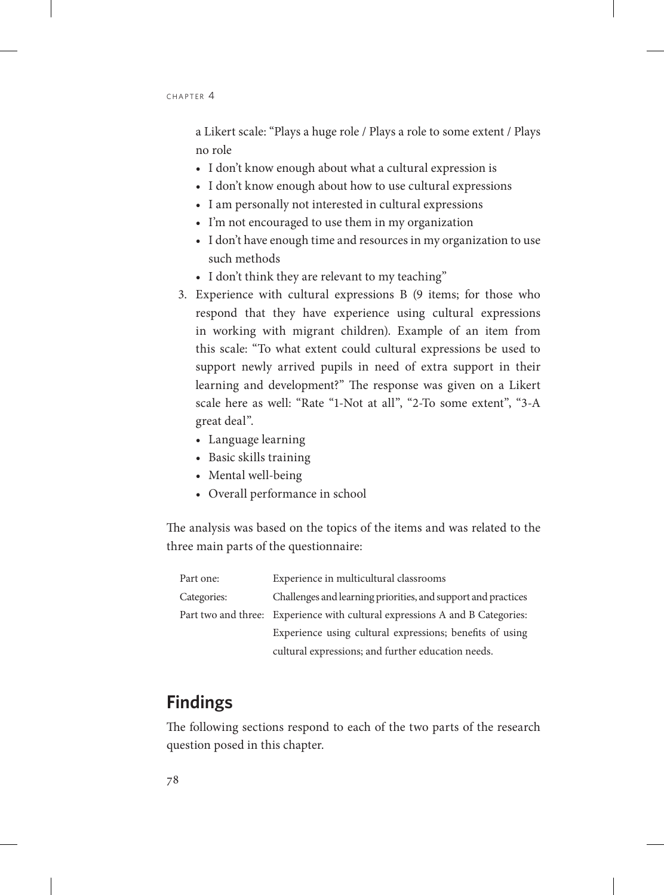a Likert scale: "Plays a huge role / Plays a role to some extent / Plays no role

- I don't know enough about what a cultural expression is
- I don't know enough about how to use cultural expressions
- I am personally not interested in cultural expressions
- I'm not encouraged to use them in my organization
- I don't have enough time and resources in my organization to use such methods
- I don't think they are relevant to my teaching"

3. Experience with cultural expressions B (9 items; for those who respond that they have experience using cultural expressions in working with migrant children). Example of an item from this scale: "To what extent could cultural expressions be used to support newly arrived pupils in need of extra support in their learning and development?" The response was given on a Likert scale here as well: "Rate "1-Not at all", "2-To some extent", "3-A great deal".
   - Language learning
   - Basic skills training
   - Mental well-being
   - Overall performance in school

The analysis was based on the topics of the items and was related to the three main parts of the questionnaire:

| | |
|---|---|
| Part one: | Experience in multicultural classrooms |
| Categories: | Challenges and learning priorities, and support and practices |
| Part two and three: | Experience with cultural expressions A and B Categories: Experience using cultural expressions; benefits of using cultural expressions; and further education needs. |

## Findings

The following sections respond to each of the two parts of the research question posed in this chapter.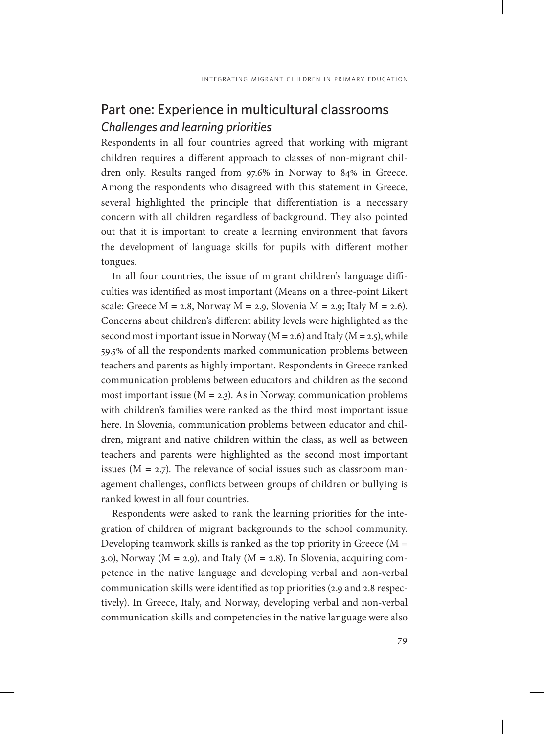## Part one: Experience in multicultural classrooms

### *Challenges and learning priorities*

Respondents in all four countries agreed that working with migrant children requires a different approach to classes of non-migrant children only. Results ranged from 97.6% in Norway to 84% in Greece. Among the respondents who disagreed with this statement in Greece, several highlighted the principle that differentiation is a necessary concern with all children regardless of background. They also pointed out that it is important to create a learning environment that favors the development of language skills for pupils with different mother tongues.

In all four countries, the issue of migrant children's language difficulties was identified as most important (Means on a three-point Likert scale: Greece $M = 2.8$, Norway $M = 2.9$, Slovenia $M = 2.9$; Italy $M = 2.6$). Concerns about children's different ability levels were highlighted as the second most important issue in Norway ($M = 2.6$) and Italy ($M = 2.5$), while 59.5% of all the respondents marked communication problems between teachers and parents as highly important. Respondents in Greece ranked communication problems between educators and children as the second most important issue ($M = 2.3$). As in Norway, communication problems with children's families were ranked as the third most important issue here. In Slovenia, communication problems between educator and children, migrant and native children within the class, as well as between teachers and parents were highlighted as the second most important issues ($M = 2.7$). The relevance of social issues such as classroom management challenges, conflicts between groups of children or bullying is ranked lowest in all four countries.

Respondents were asked to rank the learning priorities for the integration of children of migrant backgrounds to the school community. Developing teamwork skills is ranked as the top priority in Greece ($M = 3.0$), Norway ($M = 2.9$), and Italy ($M = 2.8$). In Slovenia, acquiring competence in the native language and developing verbal and non-verbal communication skills were identified as top priorities (2.9 and 2.8 respectively). In Greece, Italy, and Norway, developing verbal and non-verbal communication skills and competencies in the native language were also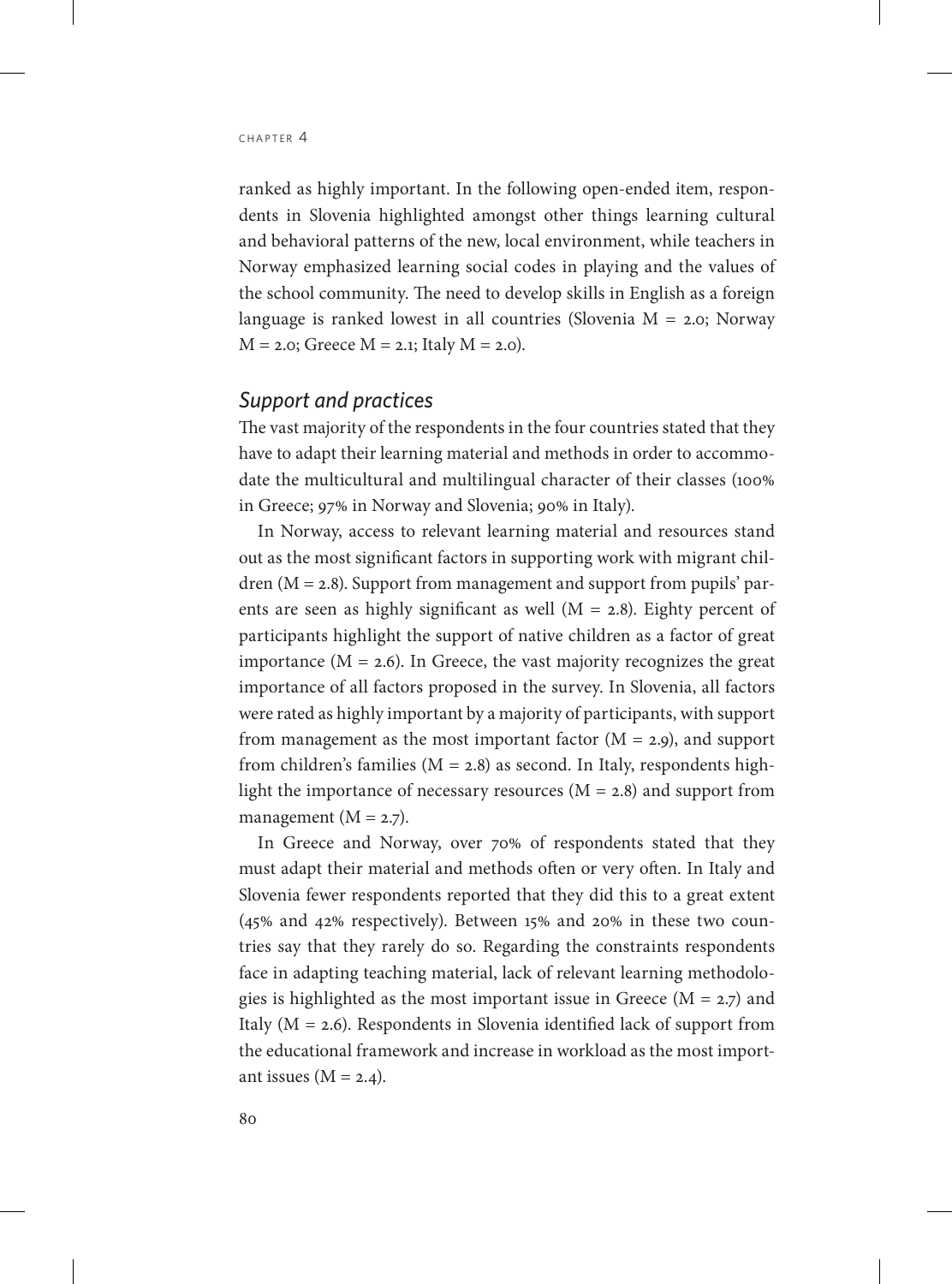ranked as highly important. In the following open-ended item, respondents in Slovenia highlighted amongst other things learning cultural and behavioral patterns of the new, local environment, while teachers in Norway emphasized learning social codes in playing and the values of the school community. The need to develop skills in English as a foreign language is ranked lowest in all countries (Slovenia M = 2.0; Norway M = 2.0; Greece M = 2.1; Italy M = 2.0).

### *Support and practices*

The vast majority of the respondents in the four countries stated that they have to adapt their learning material and methods in order to accommodate the multicultural and multilingual character of their classes (100% in Greece; 97% in Norway and Slovenia; 90% in Italy).

In Norway, access to relevant learning material and resources stand out as the most significant factors in supporting work with migrant children (M = 2.8). Support from management and support from pupils' parents are seen as highly significant as well (M = 2.8). Eighty percent of participants highlight the support of native children as a factor of great importance (M = 2.6). In Greece, the vast majority recognizes the great importance of all factors proposed in the survey. In Slovenia, all factors were rated as highly important by a majority of participants, with support from management as the most important factor (M = 2.9), and support from children's families (M = 2.8) as second. In Italy, respondents highlight the importance of necessary resources (M = 2.8) and support from management (M = 2.7).

In Greece and Norway, over 70% of respondents stated that they must adapt their material and methods often or very often. In Italy and Slovenia fewer respondents reported that they did this to a great extent (45% and 42% respectively). Between 15% and 20% in these two countries say that they rarely do so. Regarding the constraints respondents face in adapting teaching material, lack of relevant learning methodologies is highlighted as the most important issue in Greece (M = 2.7) and Italy (M = 2.6). Respondents in Slovenia identified lack of support from the educational framework and increase in workload as the most important issues (M = 2.4).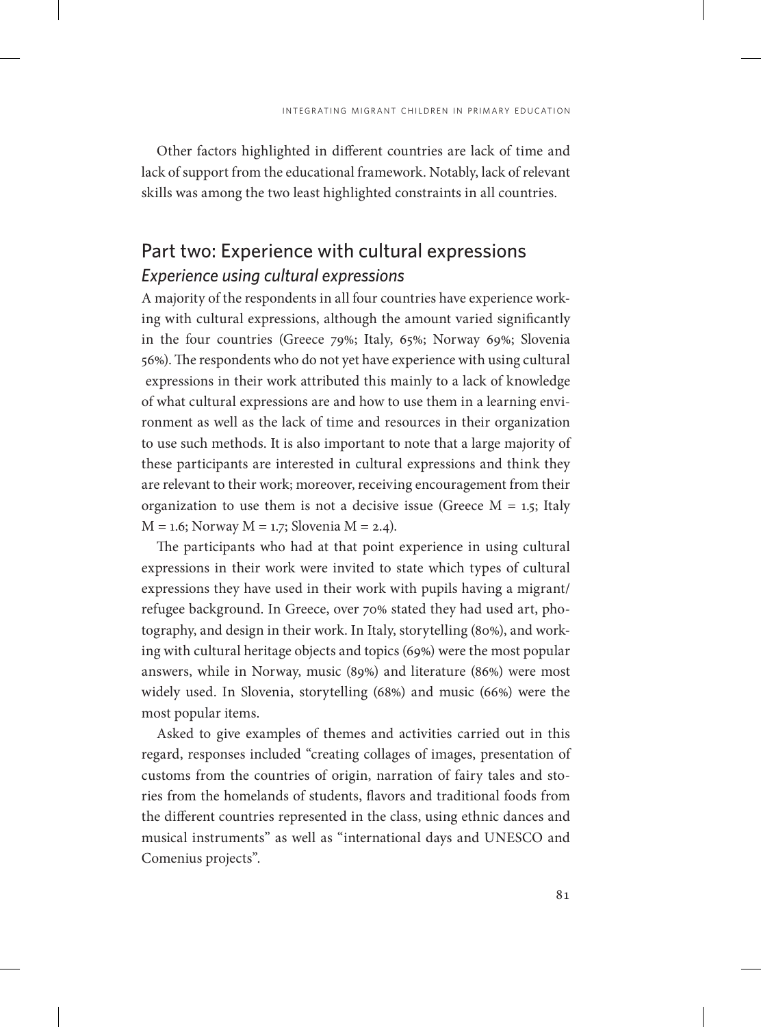Other factors highlighted in different countries are lack of time and lack of support from the educational framework. Notably, lack of relevant skills was among the two least highlighted constraints in all countries.

## Part two: Experience with cultural expressions

### *Experience using cultural expressions*

A majority of the respondents in all four countries have experience working with cultural expressions, although the amount varied significantly in the four countries (Greece 79%; Italy, 65%; Norway 69%; Slovenia 56%). The respondents who do not yet have experience with using cultural expressions in their work attributed this mainly to a lack of knowledge of what cultural expressions are and how to use them in a learning environment as well as the lack of time and resources in their organization to use such methods. It is also important to note that a large majority of these participants are interested in cultural expressions and think they are relevant to their work; moreover, receiving encouragement from their organization to use them is not a decisive issue (Greece $M = 1.5$; Italy $M = 1.6$; Norway $M = 1.7$; Slovenia $M = 2.4$).

The participants who had at that point experience in using cultural expressions in their work were invited to state which types of cultural expressions they have used in their work with pupils having a migrant/refugee background. In Greece, over 70% stated they had used art, photography, and design in their work. In Italy, storytelling (80%), and working with cultural heritage objects and topics (69%) were the most popular answers, while in Norway, music (89%) and literature (86%) were most widely used. In Slovenia, storytelling (68%) and music (66%) were the most popular items.

Asked to give examples of themes and activities carried out in this regard, responses included "creating collages of images, presentation of customs from the countries of origin, narration of fairy tales and stories from the homelands of students, flavors and traditional foods from the different countries represented in the class, using ethnic dances and musical instruments" as well as "international days and UNESCO and Comenius projects".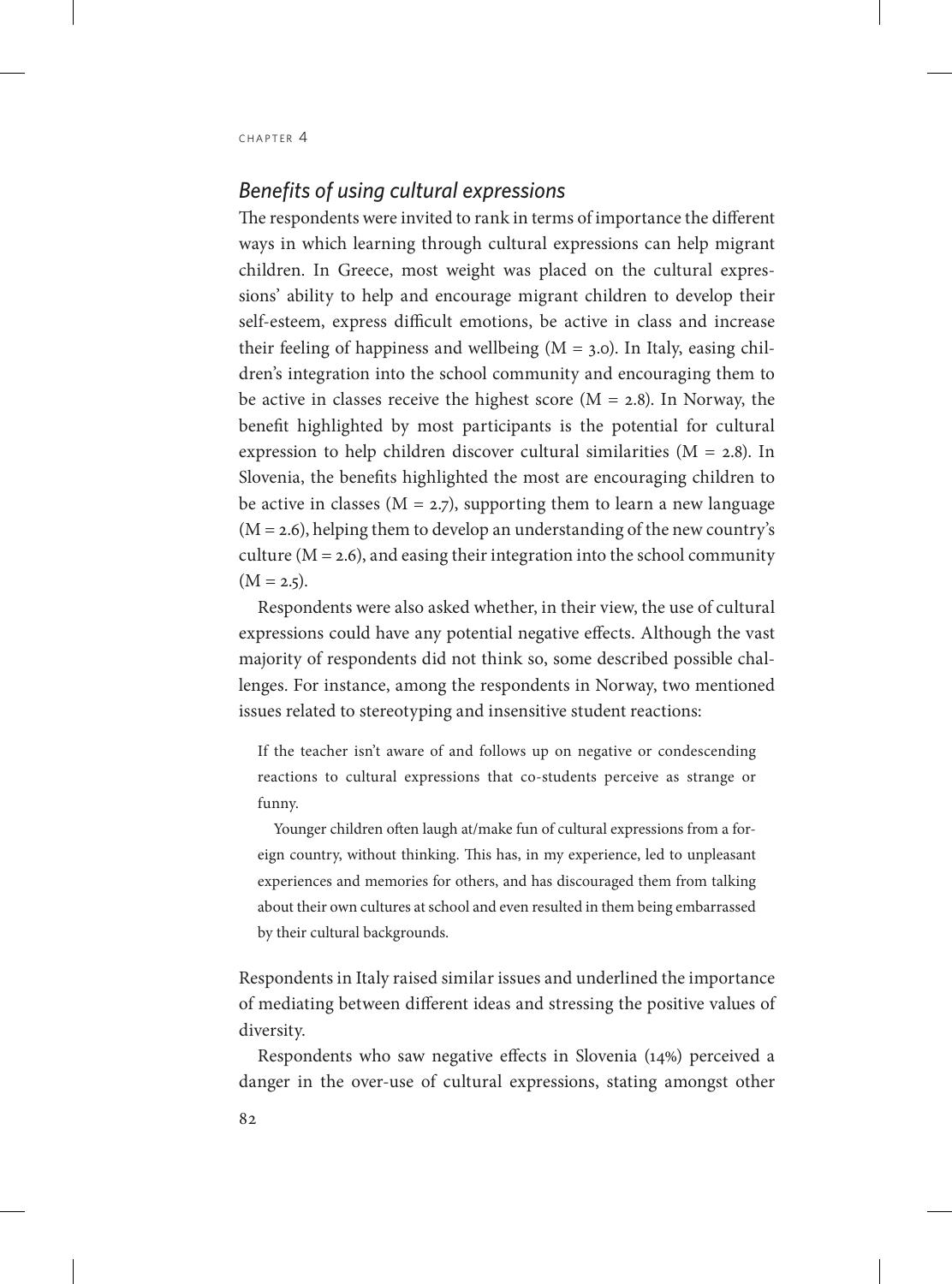### *Benefits of using cultural expressions*

The respondents were invited to rank in terms of importance the different ways in which learning through cultural expressions can help migrant children. In Greece, most weight was placed on the cultural expressions' ability to help and encourage migrant children to develop their self-esteem, express difficult emotions, be active in class and increase their feeling of happiness and wellbeing ($M = 3.0$). In Italy, easing children's integration into the school community and encouraging them to be active in classes receive the highest score ($M = 2.8$). In Norway, the benefit highlighted by most participants is the potential for cultural expression to help children discover cultural similarities ($M = 2.8$). In Slovenia, the benefits highlighted the most are encouraging children to be active in classes ($M = 2.7$), supporting them to learn a new language ($M = 2.6$), helping them to develop an understanding of the new country's culture ($M = 2.6$), and easing their integration into the school community ($M = 2.5$).

Respondents were also asked whether, in their view, the use of cultural expressions could have any potential negative effects. Although the vast majority of respondents did not think so, some described possible challenges. For instance, among the respondents in Norway, two mentioned issues related to stereotyping and insensitive student reactions:

> If the teacher isn't aware of and follows up on negative or condescending reactions to cultural expressions that co-students perceive as strange or funny.
>
> Younger children often laugh at/make fun of cultural expressions from a foreign country, without thinking. This has, in my experience, led to unpleasant experiences and memories for others, and has discouraged them from talking about their own cultures at school and even resulted in them being embarrassed by their cultural backgrounds.

Respondents in Italy raised similar issues and underlined the importance of mediating between different ideas and stressing the positive values of diversity.

Respondents who saw negative effects in Slovenia (14%) perceived a danger in the over-use of cultural expressions, stating amongst other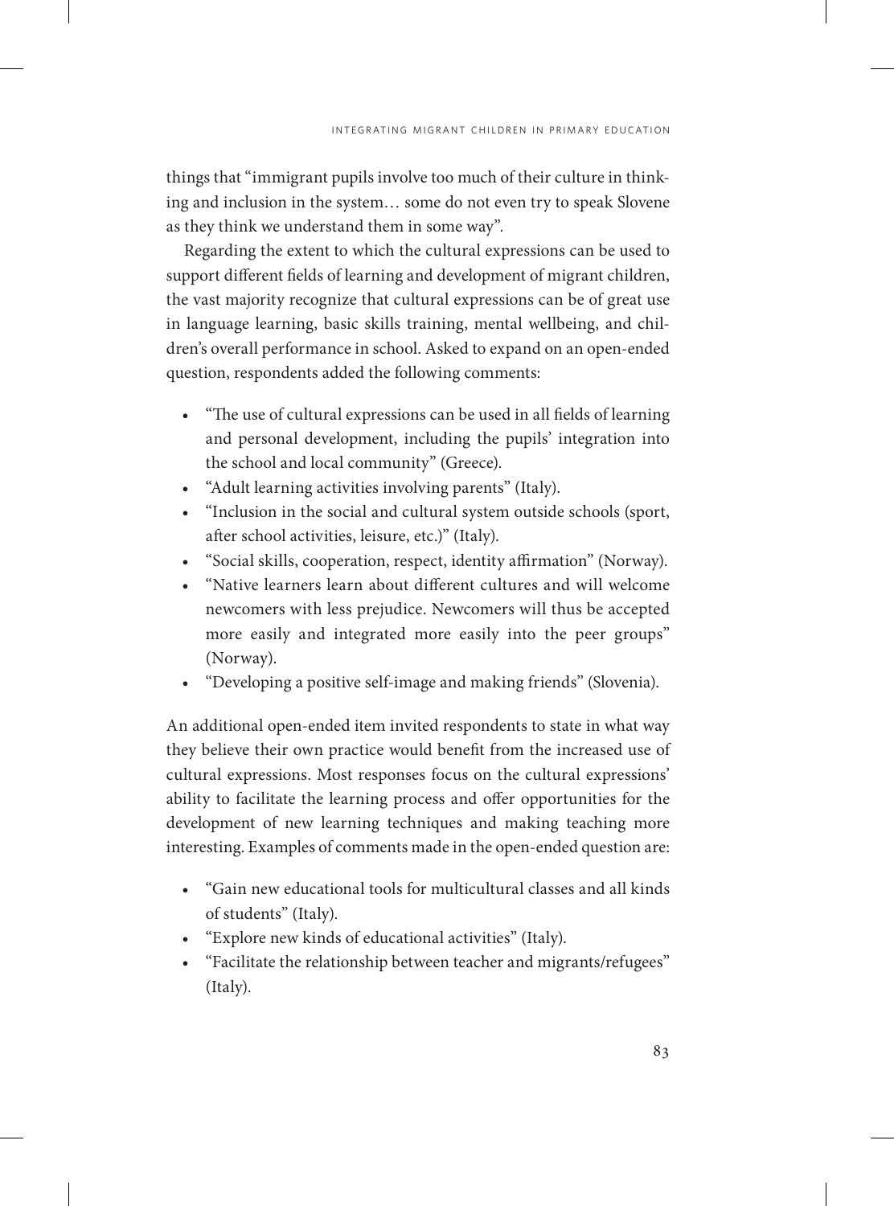things that "immigrant pupils involve too much of their culture in thinking and inclusion in the system… some do not even try to speak Slovene as they think we understand them in some way".

Regarding the extent to which the cultural expressions can be used to support different fields of learning and development of migrant children, the vast majority recognize that cultural expressions can be of great use in language learning, basic skills training, mental wellbeing, and children's overall performance in school. Asked to expand on an open-ended question, respondents added the following comments:

- "The use of cultural expressions can be used in all fields of learning and personal development, including the pupils' integration into the school and local community" (Greece).
- "Adult learning activities involving parents" (Italy).
- "Inclusion in the social and cultural system outside schools (sport, after school activities, leisure, etc.)" (Italy).
- "Social skills, cooperation, respect, identity affirmation" (Norway).
- "Native learners learn about different cultures and will welcome newcomers with less prejudice. Newcomers will thus be accepted more easily and integrated more easily into the peer groups" (Norway).
- "Developing a positive self-image and making friends" (Slovenia).

An additional open-ended item invited respondents to state in what way they believe their own practice would benefit from the increased use of cultural expressions. Most responses focus on the cultural expressions' ability to facilitate the learning process and offer opportunities for the development of new learning techniques and making teaching more interesting. Examples of comments made in the open-ended question are:

- "Gain new educational tools for multicultural classes and all kinds of students" (Italy).
- "Explore new kinds of educational activities" (Italy).
- "Facilitate the relationship between teacher and migrants/refugees" (Italy).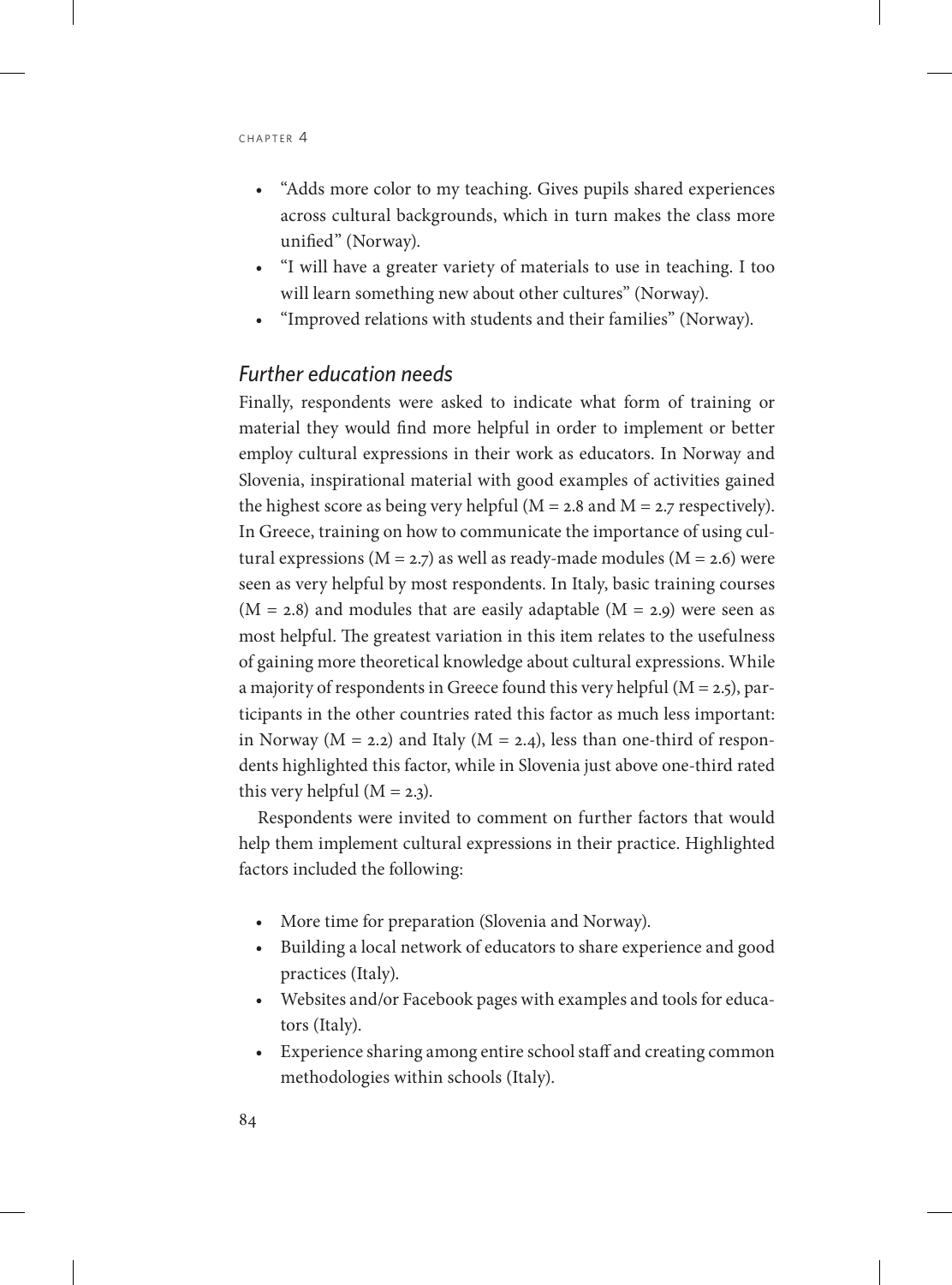- "Adds more color to my teaching. Gives pupils shared experiences across cultural backgrounds, which in turn makes the class more unified" (Norway).
- "I will have a greater variety of materials to use in teaching. I too will learn something new about other cultures" (Norway).
- "Improved relations with students and their families" (Norway).

### *Further education needs*

Finally, respondents were asked to indicate what form of training or material they would find more helpful in order to implement or better employ cultural expressions in their work as educators. In Norway and Slovenia, inspirational material with good examples of activities gained the highest score as being very helpful ($M = 2.8$ and $M = 2.7$ respectively). In Greece, training on how to communicate the importance of using cultural expressions ($M = 2.7$) as well as ready-made modules ($M = 2.6$) were seen as very helpful by most respondents. In Italy, basic training courses ($M = 2.8$) and modules that are easily adaptable ($M = 2.9$) were seen as most helpful. The greatest variation in this item relates to the usefulness of gaining more theoretical knowledge about cultural expressions. While a majority of respondents in Greece found this very helpful ($M = 2.5$), participants in the other countries rated this factor as much less important: in Norway ($M = 2.2$) and Italy ($M = 2.4$), less than one-third of respondents highlighted this factor, while in Slovenia just above one-third rated this very helpful ($M = 2.3$).

Respondents were invited to comment on further factors that would help them implement cultural expressions in their practice. Highlighted factors included the following:

- More time for preparation (Slovenia and Norway).
- Building a local network of educators to share experience and good practices (Italy).
- Websites and/or Facebook pages with examples and tools for educators (Italy).
- Experience sharing among entire school staff and creating common methodologies within schools (Italy).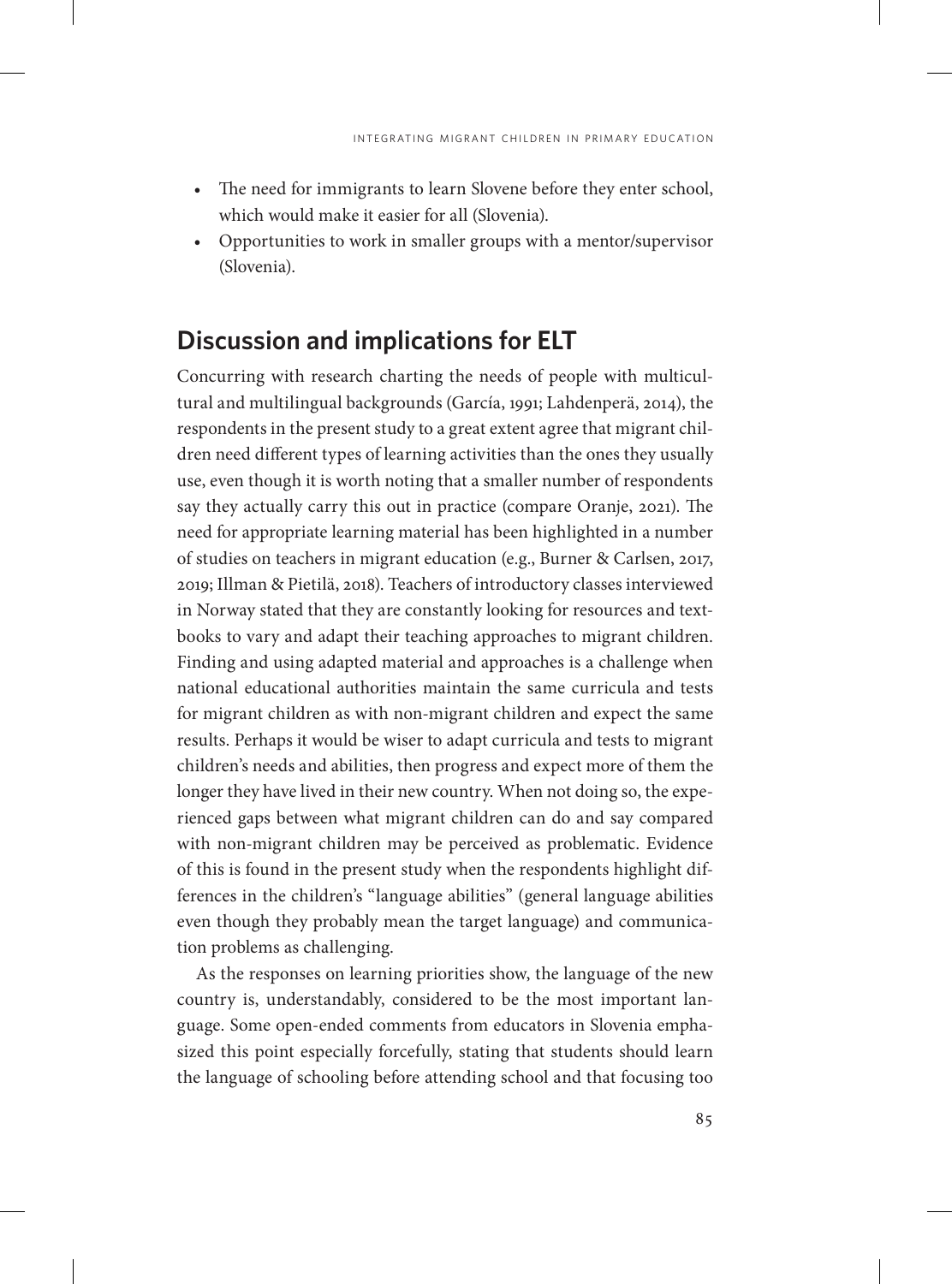- The need for immigrants to learn Slovene before they enter school, which would make it easier for all (Slovenia).
- Opportunities to work in smaller groups with a mentor/supervisor (Slovenia).

## Discussion and implications for ELT

Concurring with research charting the needs of people with multicultural and multilingual backgrounds (García, 1991; Lahdenperä, 2014), the respondents in the present study to a great extent agree that migrant children need different types of learning activities than the ones they usually use, even though it is worth noting that a smaller number of respondents say they actually carry this out in practice (compare Oranje, 2021). The need for appropriate learning material has been highlighted in a number of studies on teachers in migrant education (e.g., Burner & Carlsen, 2017, 2019; Illman & Pietilä, 2018). Teachers of introductory classes interviewed in Norway stated that they are constantly looking for resources and textbooks to vary and adapt their teaching approaches to migrant children. Finding and using adapted material and approaches is a challenge when national educational authorities maintain the same curricula and tests for migrant children as with non-migrant children and expect the same results. Perhaps it would be wiser to adapt curricula and tests to migrant children's needs and abilities, then progress and expect more of them the longer they have lived in their new country. When not doing so, the experienced gaps between what migrant children can do and say compared with non-migrant children may be perceived as problematic. Evidence of this is found in the present study when the respondents highlight differences in the children's "language abilities" (general language abilities even though they probably mean the target language) and communication problems as challenging.

As the responses on learning priorities show, the language of the new country is, understandably, considered to be the most important language. Some open-ended comments from educators in Slovenia emphasized this point especially forcefully, stating that students should learn the language of schooling before attending school and that focusing too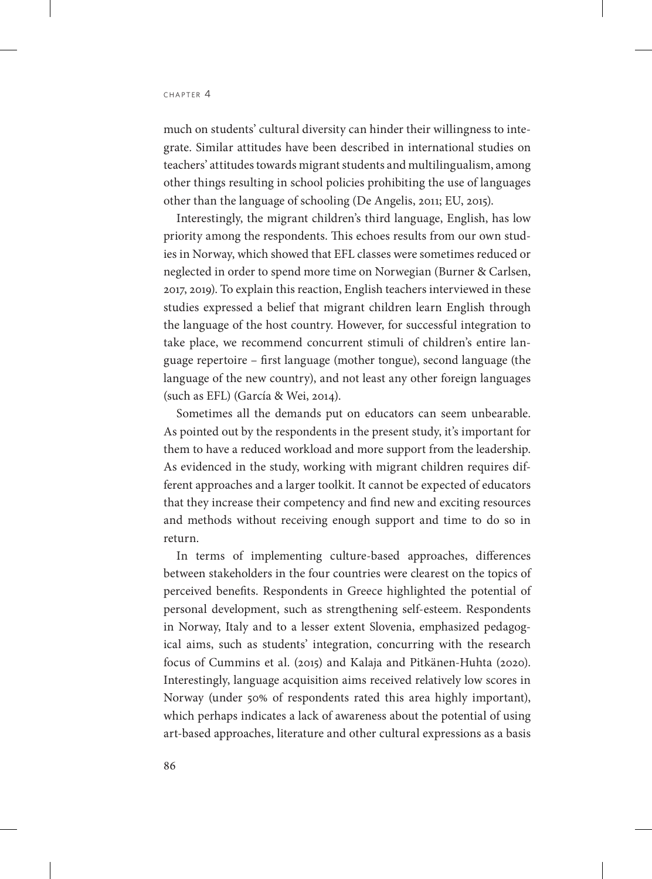much on students' cultural diversity can hinder their willingness to integrate. Similar attitudes have been described in international studies on teachers' attitudes towards migrant students and multilingualism, among other things resulting in school policies prohibiting the use of languages other than the language of schooling (De Angelis, 2011; EU, 2015).

Interestingly, the migrant children's third language, English, has low priority among the respondents. This echoes results from our own studies in Norway, which showed that EFL classes were sometimes reduced or neglected in order to spend more time on Norwegian (Burner & Carlsen, 2017, 2019). To explain this reaction, English teachers interviewed in these studies expressed a belief that migrant children learn English through the language of the host country. However, for successful integration to take place, we recommend concurrent stimuli of children's entire language repertoire – first language (mother tongue), second language (the language of the new country), and not least any other foreign languages (such as EFL) (García & Wei, 2014).

Sometimes all the demands put on educators can seem unbearable. As pointed out by the respondents in the present study, it's important for them to have a reduced workload and more support from the leadership. As evidenced in the study, working with migrant children requires different approaches and a larger toolkit. It cannot be expected of educators that they increase their competency and find new and exciting resources and methods without receiving enough support and time to do so in return.

In terms of implementing culture-based approaches, differences between stakeholders in the four countries were clearest on the topics of perceived benefits. Respondents in Greece highlighted the potential of personal development, such as strengthening self-esteem. Respondents in Norway, Italy and to a lesser extent Slovenia, emphasized pedagogical aims, such as students' integration, concurring with the research focus of Cummins et al. (2015) and Kalaja and Pitkänen-Huhta (2020). Interestingly, language acquisition aims received relatively low scores in Norway (under 50% of respondents rated this area highly important), which perhaps indicates a lack of awareness about the potential of using art-based approaches, literature and other cultural expressions as a basis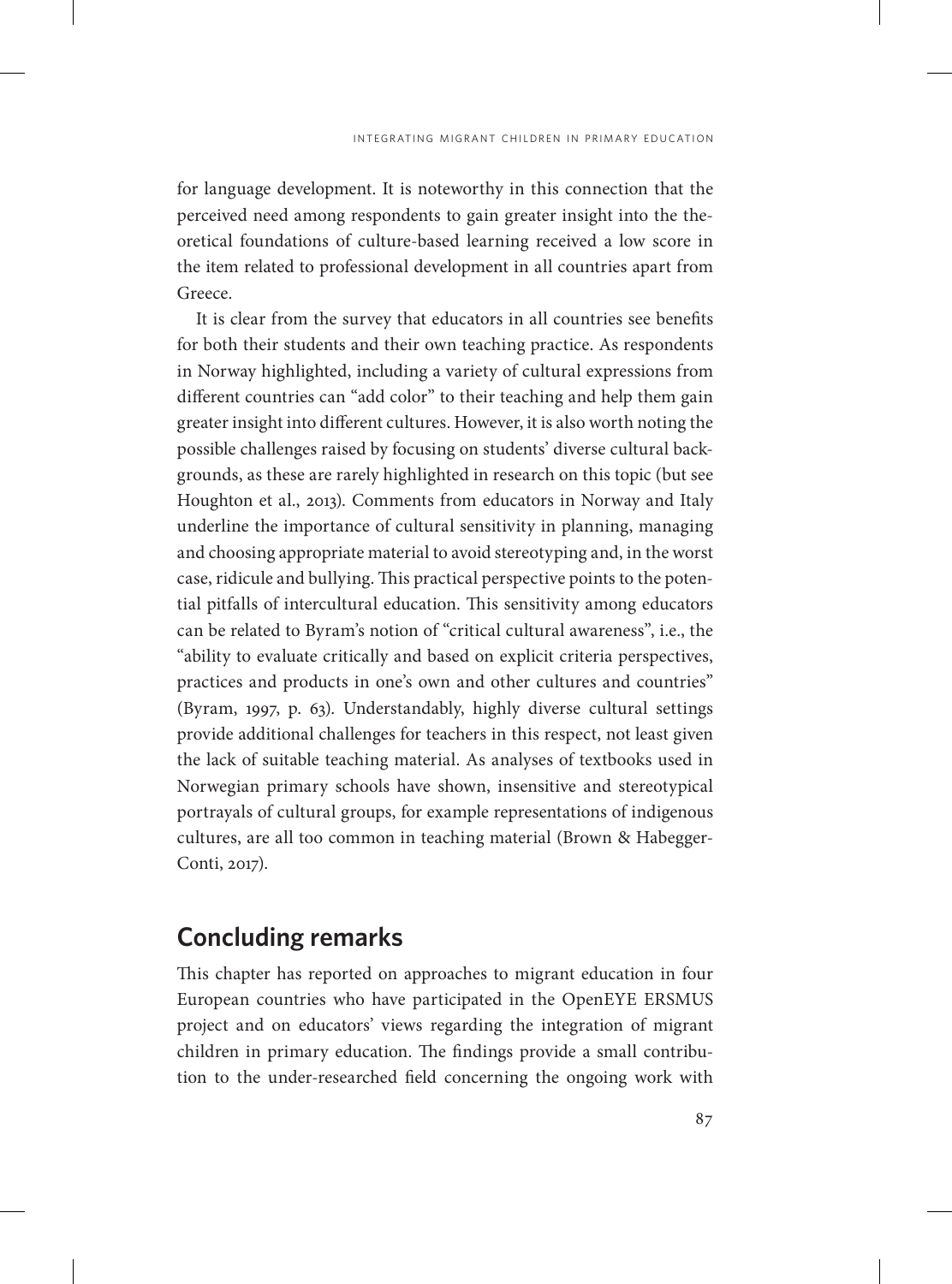for language development. It is noteworthy in this connection that the perceived need among respondents to gain greater insight into the theoretical foundations of culture-based learning received a low score in the item related to professional development in all countries apart from Greece.

It is clear from the survey that educators in all countries see benefits for both their students and their own teaching practice. As respondents in Norway highlighted, including a variety of cultural expressions from different countries can "add color" to their teaching and help them gain greater insight into different cultures. However, it is also worth noting the possible challenges raised by focusing on students' diverse cultural backgrounds, as these are rarely highlighted in research on this topic (but see Houghton et al., 2013). Comments from educators in Norway and Italy underline the importance of cultural sensitivity in planning, managing and choosing appropriate material to avoid stereotyping and, in the worst case, ridicule and bullying. This practical perspective points to the potential pitfalls of intercultural education. This sensitivity among educators can be related to Byram's notion of "critical cultural awareness", i.e., the "ability to evaluate critically and based on explicit criteria perspectives, practices and products in one's own and other cultures and countries" (Byram, 1997, p. 63). Understandably, highly diverse cultural settings provide additional challenges for teachers in this respect, not least given the lack of suitable teaching material. As analyses of textbooks used in Norwegian primary schools have shown, insensitive and stereotypical portrayals of cultural groups, for example representations of indigenous cultures, are all too common in teaching material (Brown & Habegger-Conti, 2017).

## Concluding remarks

This chapter has reported on approaches to migrant education in four European countries who have participated in the OpenEYE ERSMUS project and on educators' views regarding the integration of migrant children in primary education. The findings provide a small contribution to the under-researched field concerning the ongoing work with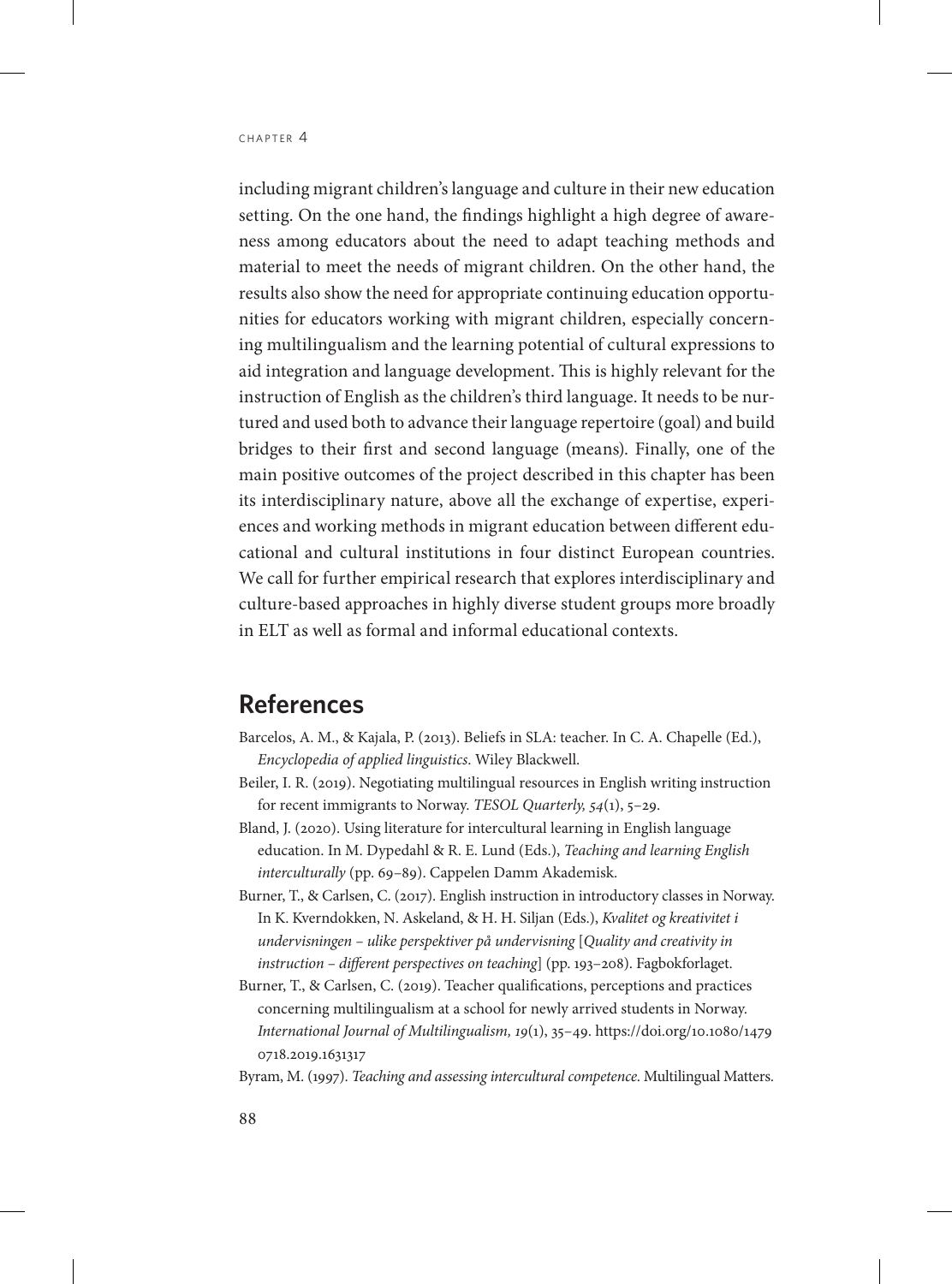including migrant children's language and culture in their new education setting. On the one hand, the findings highlight a high degree of awareness among educators about the need to adapt teaching methods and material to meet the needs of migrant children. On the other hand, the results also show the need for appropriate continuing education opportunities for educators working with migrant children, especially concerning multilingualism and the learning potential of cultural expressions to aid integration and language development. This is highly relevant for the instruction of English as the children's third language. It needs to be nurtured and used both to advance their language repertoire (goal) and build bridges to their first and second language (means). Finally, one of the main positive outcomes of the project described in this chapter has been its interdisciplinary nature, above all the exchange of expertise, experiences and working methods in migrant education between different educational and cultural institutions in four distinct European countries. We call for further empirical research that explores interdisciplinary and culture-based approaches in highly diverse student groups more broadly in ELT as well as formal and informal educational contexts.

## References

Barcelos, A. M., & Kajala, P. (2013). Beliefs in SLA: teacher. In C. A. Chapelle (Ed.), *Encyclopedia of applied linguistics*. Wiley Blackwell.

Beiler, I. R. (2019). Negotiating multilingual resources in English writing instruction for recent immigrants to Norway. *TESOL Quarterly, 54*(1), 5–29.

Bland, J. (2020). Using literature for intercultural learning in English language education. In M. Dypedahl & R. E. Lund (Eds.), *Teaching and learning English interculturally* (pp. 69–89). Cappelen Damm Akademisk.

Burner, T., & Carlsen, C. (2017). English instruction in introductory classes in Norway. In K. Kverndokken, N. Askeland, & H. H. Siljan (Eds.), *Kvalitet og kreativitet i undervisningen – ulike perspektiver på undervisning* [*Quality and creativity in instruction – different perspectives on teaching*] (pp. 193–208). Fagbokforlaget.

Burner, T., & Carlsen, C. (2019). Teacher qualifications, perceptions and practices concerning multilingualism at a school for newly arrived students in Norway. *International Journal of Multilingualism, 19*(1), 35–49. https://doi.org/10.1080/14790718.2019.1631317

Byram, M. (1997). *Teaching and assessing intercultural competence*. Multilingual Matters.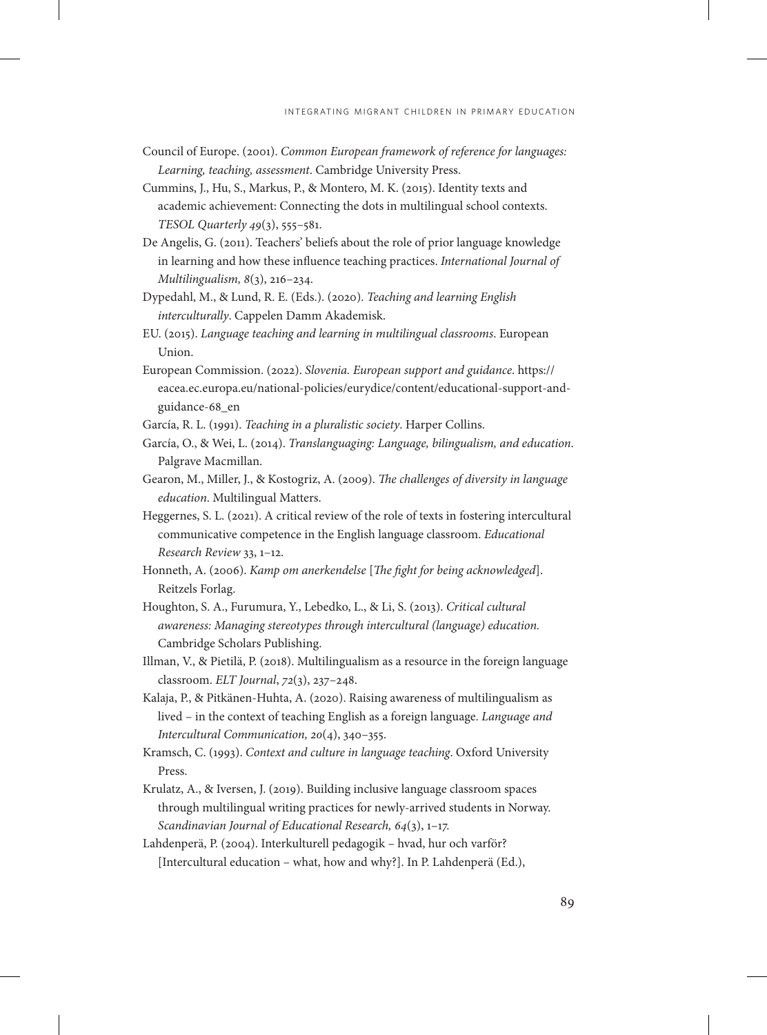Council of Europe. (2001). *Common European framework of reference for languages: Learning, teaching, assessment*. Cambridge University Press.

Cummins, J., Hu, S., Markus, P., & Montero, M. K. (2015). Identity texts and academic achievement: Connecting the dots in multilingual school contexts. *TESOL Quarterly 49*(3), 555–581.

De Angelis, G. (2011). Teachers' beliefs about the role of prior language knowledge in learning and how these influence teaching practices. *International Journal of Multilingualism, 8*(3), 216–234.

Dypedahl, M., & Lund, R. E. (Eds.). (2020). *Teaching and learning English interculturally*. Cappelen Damm Akademisk.

EU. (2015). *Language teaching and learning in multilingual classrooms*. European Union.

European Commission. (2022). *Slovenia. European support and guidance*. https://eacea.ec.europa.eu/national-policies/eurydice/content/educational-support-and-guidance-68_en

García, R. L. (1991). *Teaching in a pluralistic society*. Harper Collins.

García, O., & Wei, L. (2014). *Translanguaging: Language, bilingualism, and education*. Palgrave Macmillan.

Gearon, M., Miller, J., & Kostogriz, A. (2009). *The challenges of diversity in language education*. Multilingual Matters.

Heggernes, S. L. (2021). A critical review of the role of texts in fostering intercultural communicative competence in the English language classroom. *Educational Research Review* 33, 1–12.

Honneth, A. (2006). *Kamp om anerkendelse* [*The fight for being acknowledged*]. Reitzels Forlag.

Houghton, S. A., Furumura, Y., Lebedko, L., & Li, S. (2013). *Critical cultural awareness: Managing stereotypes through intercultural (language) education.* Cambridge Scholars Publishing.

Illman, V., & Pietilä, P. (2018). Multilingualism as a resource in the foreign language classroom. *ELT Journal*, *72*(3), 237–248.

Kalaja, P., & Pitkänen-Huhta, A. (2020). Raising awareness of multilingualism as lived – in the context of teaching English as a foreign language. *Language and Intercultural Communication, 20*(4), 340–355.

Kramsch, C. (1993). *Context and culture in language teaching*. Oxford University Press.

Krulatz, A., & Iversen, J. (2019). Building inclusive language classroom spaces through multilingual writing practices for newly-arrived students in Norway. *Scandinavian Journal of Educational Research, 64*(3), 1–17.

Lahdenperä, P. (2004). Interkulturell pedagogik – hvad, hur och varför? [Intercultural education – what, how and why?]. In P. Lahdenperä (Ed.),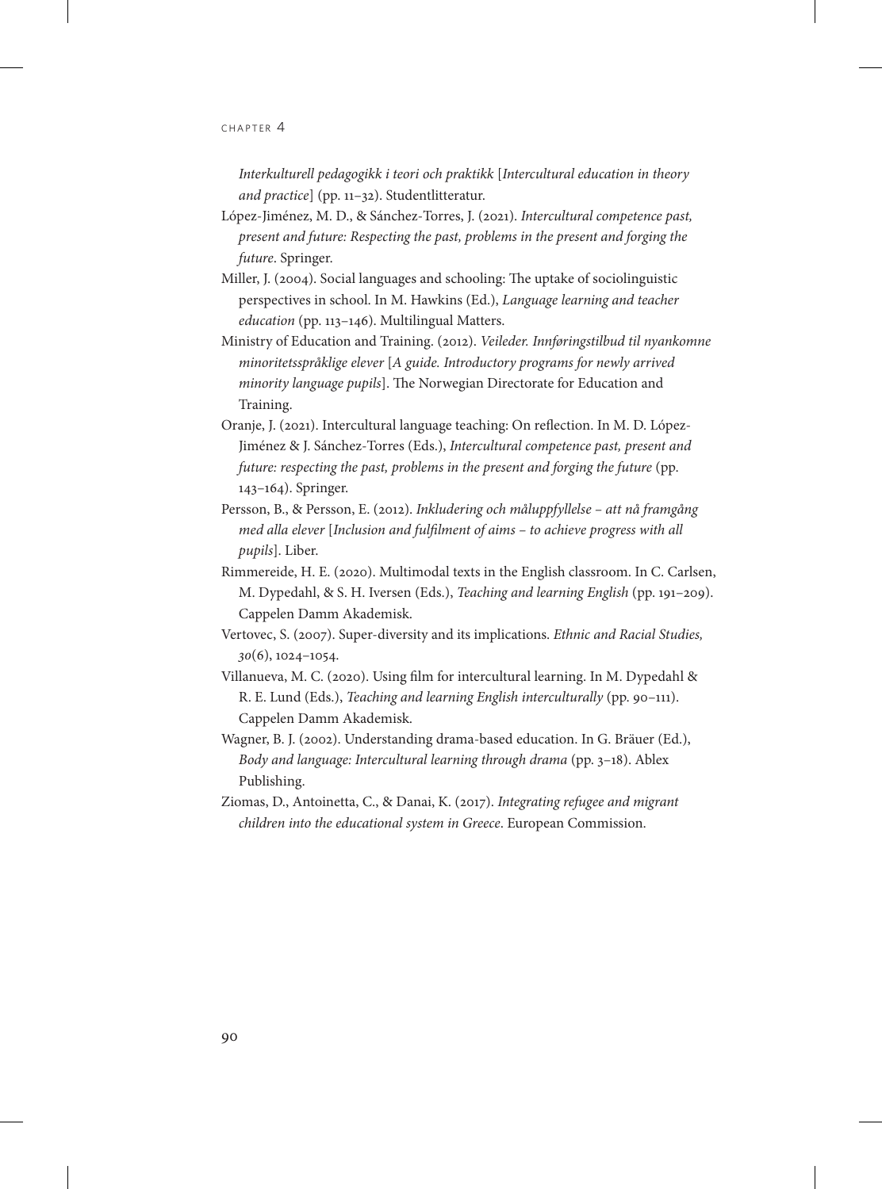*Interkulturell pedagogikk i teori och praktikk* [*Intercultural education in theory and practice*] (pp. 11–32). Studentlitteratur.

López-Jiménez, M. D., & Sánchez-Torres, J. (2021). *Intercultural competence past, present and future: Respecting the past, problems in the present and forging the future*. Springer.

Miller, J. (2004). Social languages and schooling: The uptake of sociolinguistic perspectives in school. In M. Hawkins (Ed.), *Language learning and teacher education* (pp. 113–146). Multilingual Matters.

Ministry of Education and Training. (2012). *Veileder. Innføringstilbud til nyankomne minoritetsspråklige elever* [*A guide. Introductory programs for newly arrived minority language pupils*]. The Norwegian Directorate for Education and Training.

Oranje, J. (2021). Intercultural language teaching: On reflection. In M. D. López-Jiménez & J. Sánchez-Torres (Eds.), *Intercultural competence past, present and future: respecting the past, problems in the present and forging the future* (pp. 143–164). Springer.

Persson, B., & Persson, E. (2012). *Inkludering och måluppfyllelse – att nå framgång med alla elever* [*Inclusion and fulfilment of aims – to achieve progress with all pupils*]. Liber.

Rimmereide, H. E. (2020). Multimodal texts in the English classroom. In C. Carlsen, M. Dypedahl, & S. H. Iversen (Eds.), *Teaching and learning English* (pp. 191–209). Cappelen Damm Akademisk.

Vertovec, S. (2007). Super-diversity and its implications. *Ethnic and Racial Studies, 30*(6), 1024–1054.

Villanueva, M. C. (2020). Using film for intercultural learning. In M. Dypedahl & R. E. Lund (Eds.), *Teaching and learning English interculturally* (pp. 90–111). Cappelen Damm Akademisk.

Wagner, B. J. (2002). Understanding drama-based education. In G. Bräuer (Ed.), *Body and language: Intercultural learning through drama* (pp. 3–18). Ablex Publishing.

Ziomas, D., Antoinetta, C., & Danai, K. (2017). *Integrating refugee and migrant children into the educational system in Greece*. European Commission.